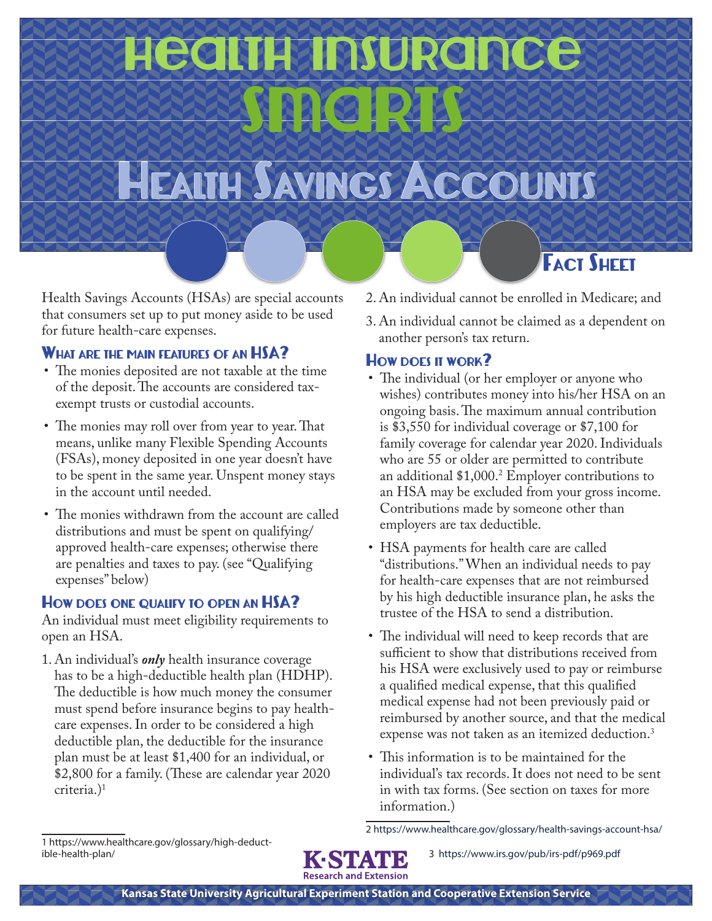# Health Insurance Smarts

# Health Savings Accounts

**Fact Sheet**

Health Savings Accounts (HSAs) are special accounts that consumers set up to put money aside to be used for future health-care expenses.

## What are the main features of an HSA?

- The monies deposited are not taxable at the time of the deposit. The accounts are considered tax-exempt trusts or custodial accounts.
- The monies may roll over from year to year. That means, unlike many Flexible Spending Accounts (FSAs), money deposited in one year doesn't have to be spent in the same year. Unspent money stays in the account until needed.
- The monies withdrawn from the account are called distributions and must be spent on qualifying/approved health-care expenses; otherwise there are penalties and taxes to pay. (see "Qualifying expenses" below)

## How does one qualify to open an HSA?

An individual must meet eligibility requirements to open an HSA.

1. An individual's ***only*** health insurance coverage has to be a high-deductible health plan (HDHP). The deductible is how much money the consumer must spend before insurance begins to pay health-care expenses. In order to be considered a high deductible plan, the deductible for the insurance plan must be at least $1,400 for an individual, or $2,800 for a family. (These are calendar year 2020 criteria.)[1]
2. An individual cannot be enrolled in Medicare; and
3. An individual cannot be claimed as a dependent on another person's tax return.

## How does it work?

- The individual (or her employer or anyone who wishes) contributes money into his/her HSA on an ongoing basis. The maximum annual contribution is $3,550 for individual coverage or $7,100 for family coverage for calendar year 2020. Individuals who are 55 or older are permitted to contribute an additional $1,000.[2] Employer contributions to an HSA may be excluded from your gross income. Contributions made by someone other than employers are tax deductible.
- HSA payments for health care are called "distributions." When an individual needs to pay for health-care expenses that are not reimbursed by his high deductible insurance plan, he asks the trustee of the HSA to send a distribution.
- The individual will need to keep records that are sufficient to show that distributions received from his HSA were exclusively used to pay or reimburse a qualified medical expense, that this qualified medical expense had not been previously paid or reimbursed by another source, and that the medical expense was not taken as an itemized deduction.[3]
- This information is to be maintained for the individual's tax records. It does not need to be sent in with tax forms. (See section on taxes for more information.)

1 https://www.healthcare.gov/glossary/high-deductible-health-plan/

2 https://www.healthcare.gov/glossary/health-savings-account-hsa/

3 https://www.irs.gov/pub/irs-pdf/p969.pdf

K-STATE Research and Extension

Kansas State University Agricultural Experiment Station and Cooperative Extension Service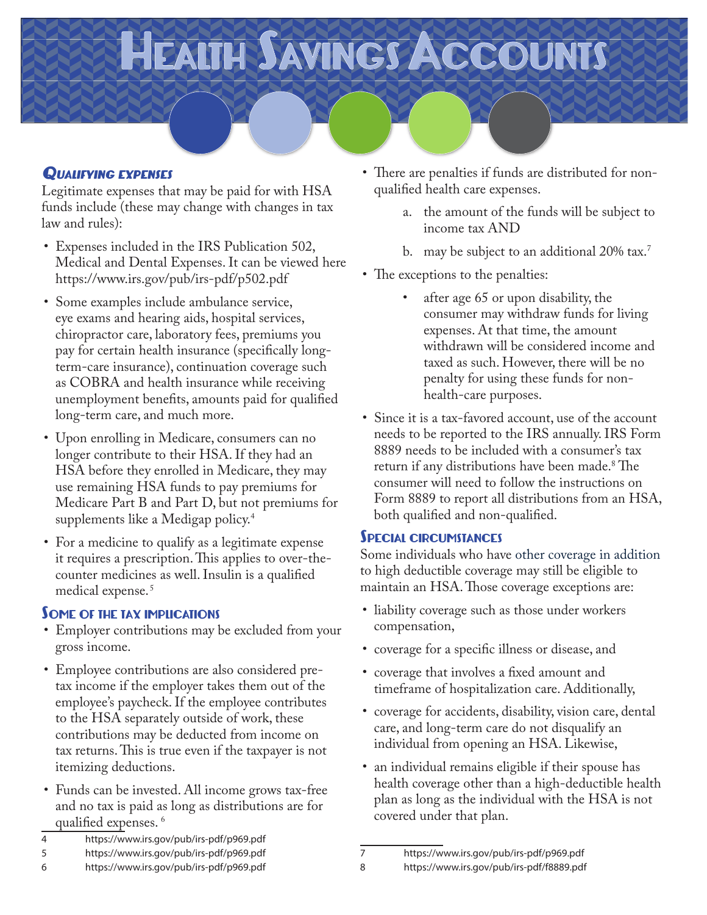# Health Savings Accounts

## Qualifying expenses

Legitimate expenses that may be paid for with HSA funds include (these may change with changes in tax law and rules):

- Expenses included in the IRS Publication 502, Medical and Dental Expenses. It can be viewed here https://www.irs.gov/pub/irs-pdf/p502.pdf
- Some examples include ambulance service, eye exams and hearing aids, hospital services, chiropractor care, laboratory fees, premiums you pay for certain health insurance (specifically long-term-care insurance), continuation coverage such as COBRA and health insurance while receiving unemployment benefits, amounts paid for qualified long-term care, and much more.
- Upon enrolling in Medicare, consumers can no longer contribute to their HSA. If they had an HSA before they enrolled in Medicare, they may use remaining HSA funds to pay premiums for Medicare Part B and Part D, but not premiums for supplements like a Medigap policy.[4]
- For a medicine to qualify as a legitimate expense it requires a prescription. This applies to over-the-counter medicines as well. Insulin is a qualified medical expense.[5]

## Some of the tax implications

- Employer contributions may be excluded from your gross income.
- Employee contributions are also considered pre-tax income if the employer takes them out of the employee's paycheck. If the employee contributes to the HSA separately outside of work, these contributions may be deducted from income on tax returns. This is true even if the taxpayer is not itemizing deductions.
- Funds can be invested. All income grows tax-free and no tax is paid as long as distributions are for qualified expenses.[6]
- There are penalties if funds are distributed for non-qualified health care expenses.
  a. the amount of the funds will be subject to income tax AND
  b. may be subject to an additional 20% tax.[7]
- The exceptions to the penalties:
  - after age 65 or upon disability, the consumer may withdraw funds for living expenses. At that time, the amount withdrawn will be considered income and taxed as such. However, there will be no penalty for using these funds for non-health-care purposes.
- Since it is a tax-favored account, use of the account needs to be reported to the IRS annually. IRS Form 8889 needs to be included with a consumer's tax return if any distributions have been made.[8] The consumer will need to follow the instructions on Form 8889 to report all distributions from an HSA, both qualified and non-qualified.

## Special circumstances

Some individuals who have other coverage in addition to high deductible coverage may still be eligible to maintain an HSA. Those coverage exceptions are:

- liability coverage such as those under workers compensation,
- coverage for a specific illness or disease, and
- coverage that involves a fixed amount and timeframe of hospitalization care. Additionally,
- coverage for accidents, disability, vision care, dental care, and long-term care do not disqualify an individual from opening an HSA. Likewise,
- an individual remains eligible if their spouse has health coverage other than a high-deductible health plan as long as the individual with the HSA is not covered under that plan.

---

4 https://www.irs.gov/pub/irs-pdf/p969.pdf

5 https://www.irs.gov/pub/irs-pdf/p969.pdf

6 https://www.irs.gov/pub/irs-pdf/p969.pdf

7 https://www.irs.gov/pub/irs-pdf/p969.pdf

8 https://www.irs.gov/pub/irs-pdf/f8889.pdf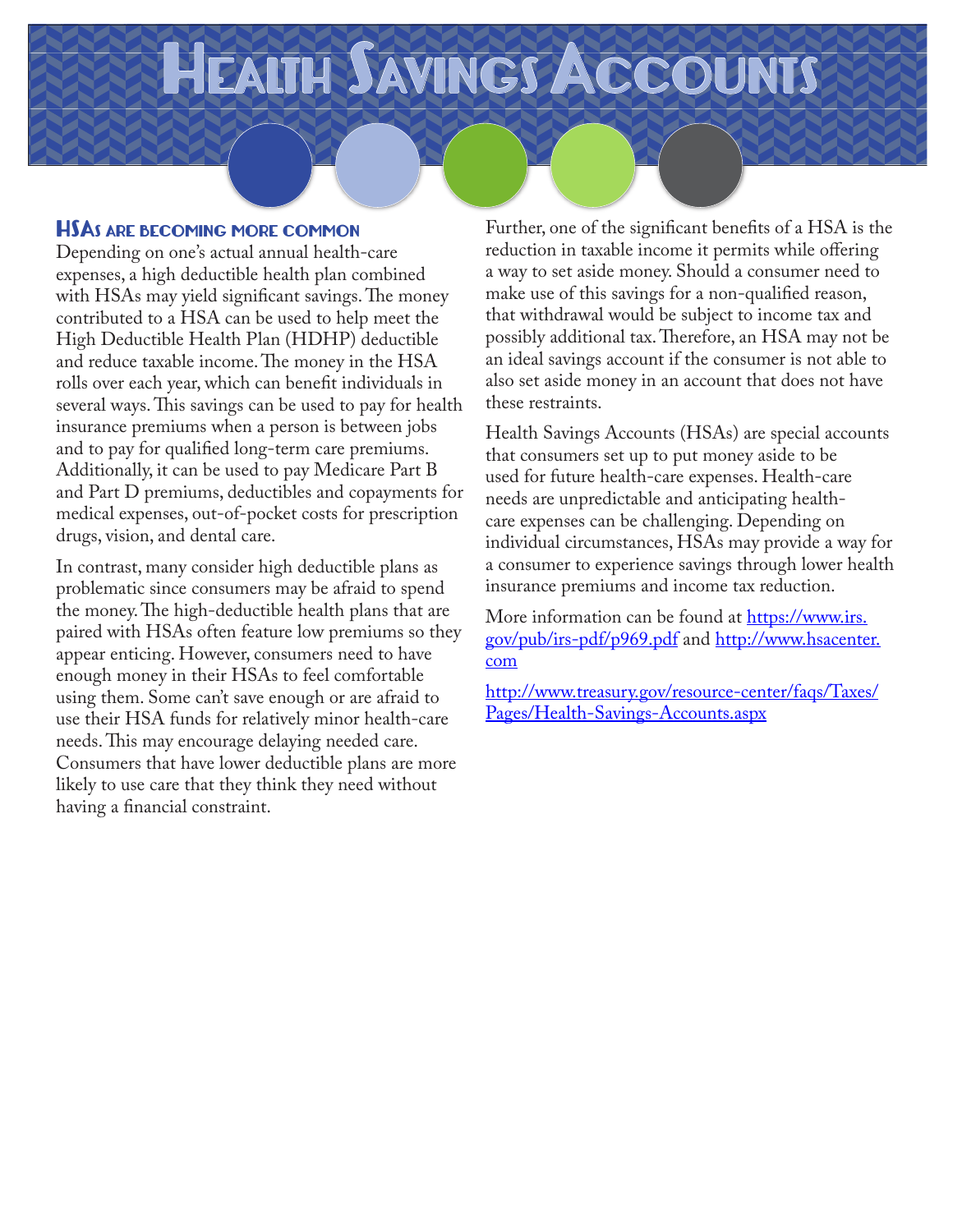# Health Savings Accounts

## HSAs are becoming more common

Depending on one's actual annual health-care expenses, a high deductible health plan combined with HSAs may yield significant savings. The money contributed to a HSA can be used to help meet the High Deductible Health Plan (HDHP) deductible and reduce taxable income. The money in the HSA rolls over each year, which can benefit individuals in several ways. This savings can be used to pay for health insurance premiums when a person is between jobs and to pay for qualified long-term care premiums. Additionally, it can be used to pay Medicare Part B and Part D premiums, deductibles and copayments for medical expenses, out-of-pocket costs for prescription drugs, vision, and dental care.

In contrast, many consider high deductible plans as problematic since consumers may be afraid to spend the money. The high-deductible health plans that are paired with HSAs often feature low premiums so they appear enticing. However, consumers need to have enough money in their HSAs to feel comfortable using them. Some can't save enough or are afraid to use their HSA funds for relatively minor health-care needs. This may encourage delaying needed care. Consumers that have lower deductible plans are more likely to use care that they think they need without having a financial constraint.

Further, one of the significant benefits of a HSA is the reduction in taxable income it permits while offering a way to set aside money. Should a consumer need to make use of this savings for a non-qualified reason, that withdrawal would be subject to income tax and possibly additional tax. Therefore, an HSA may not be an ideal savings account if the consumer is not able to also set aside money in an account that does not have these restraints.

Health Savings Accounts (HSAs) are special accounts that consumers set up to put money aside to be used for future health-care expenses. Health-care needs are unpredictable and anticipating health-care expenses can be challenging. Depending on individual circumstances, HSAs may provide a way for a consumer to experience savings through lower health insurance premiums and income tax reduction.

More information can be found at https://www.irs.gov/pub/irs-pdf/p969.pdf and http://www.hsacenter.com

http://www.treasury.gov/resource-center/faqs/Taxes/Pages/Health-Savings-Accounts.aspx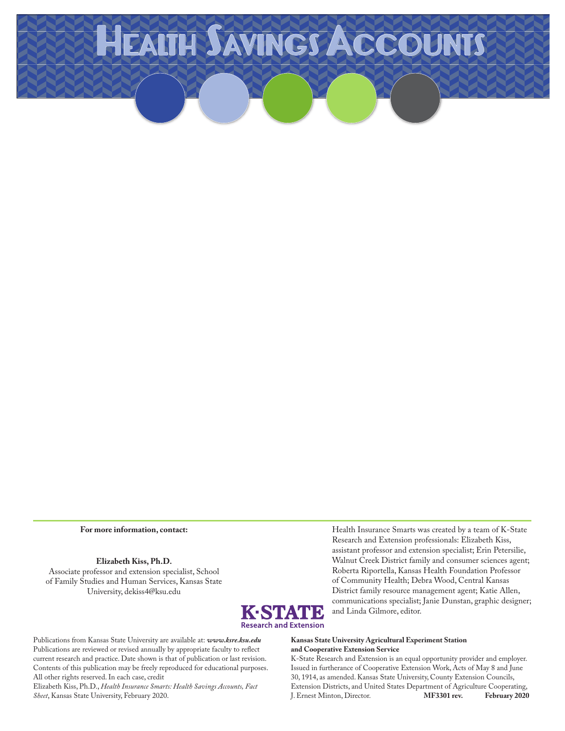# Health Savings Accounts

**For more information, contact:**

**Elizabeth Kiss, Ph.D.**
Associate professor and extension specialist, School of Family Studies and Human Services, Kansas State University, dekiss4@ksu.edu

Health Insurance Smarts was created by a team of K-State Research and Extension professionals: Elizabeth Kiss, assistant professor and extension specialist; Erin Petersilie, Walnut Creek District family and consumer sciences agent; Roberta Riportella, Kansas Health Foundation Professor of Community Health; Debra Wood, Central Kansas District family resource management agent; Katie Allen, communications specialist; Janie Dunstan, graphic designer; and Linda Gilmore, editor.

K·STATE
Research and Extension

Publications from Kansas State University are available at: ***www.ksre.ksu.edu***
Publications are reviewed or revised annually by appropriate faculty to reflect current research and practice. Date shown is that of publication or last revision. Contents of this publication may be freely reproduced for educational purposes. All other rights reserved. In each case, credit
Elizabeth Kiss, Ph.D., *Health Insurance Smarts: Health Savings Accounts, Fact Sheet*, Kansas State University, February 2020.

**Kansas State University Agricultural Experiment Station and Cooperative Extension Service**
K-State Research and Extension is an equal opportunity provider and employer. Issued in furtherance of Cooperative Extension Work, Acts of May 8 and June 30, 1914, as amended. Kansas State University, County Extension Councils, Extension Districts, and United States Department of Agriculture Cooperating, J. Ernest Minton, Director. **MF3301 rev. February 2020**